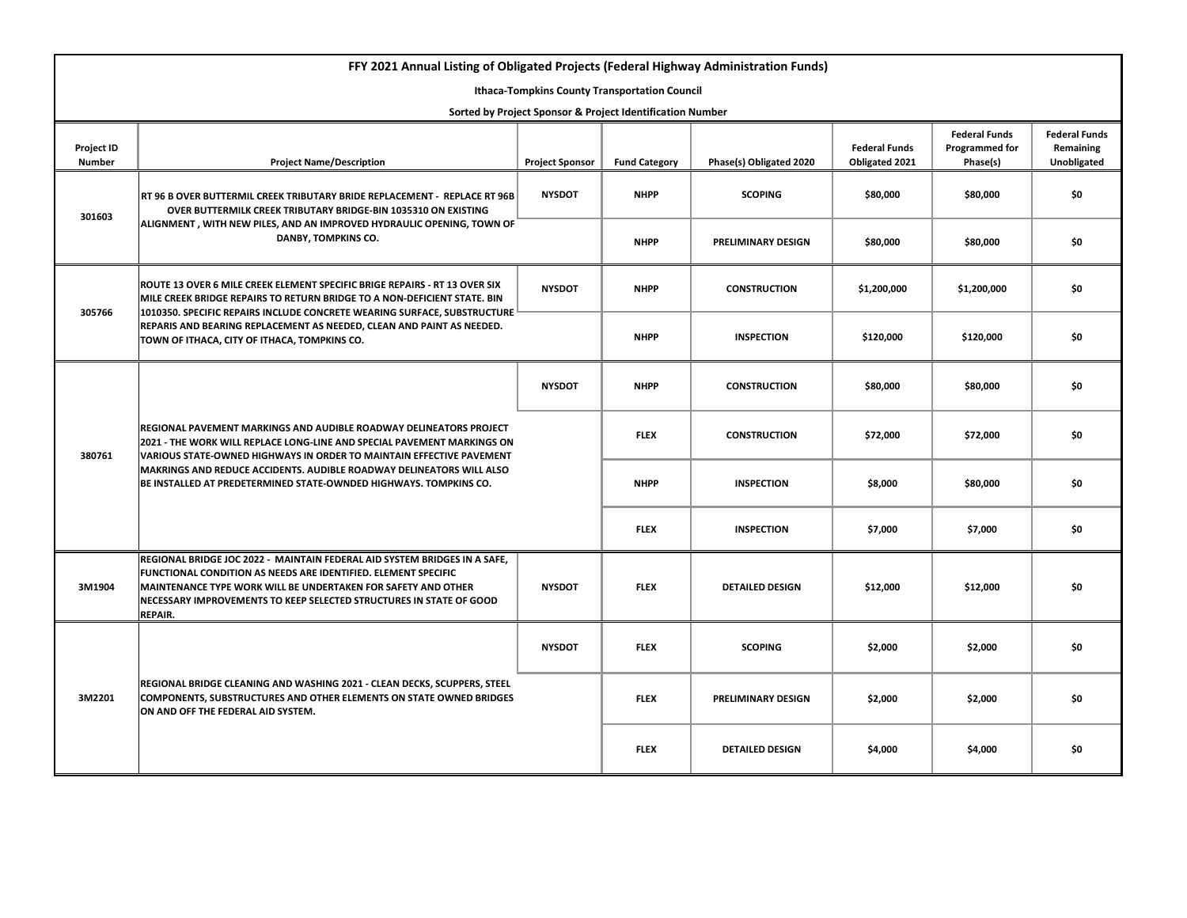# FFY 2021 Annual Listing of Obligated Projects (Federal Highway Administration Funds)

## Ithaca-Tompkins County Transportation Council

### Sorted by Project Sponsor & Project Identification Number

| Project ID Number | Project Name/Description | Project Sponsor | Fund Category | Phase(s) Obligated 2020 | Federal Funds Obligated 2021 | Federal Funds Programmed for Phase(s) | Federal Funds Remaining Unobligated |
|---|---|---|---|---|---|---|---|
| 301603 | RT 96 B OVER BUTTERMIL CREEK TRIBUTARY BRIDE REPLACEMENT - REPLACE RT 96B OVER BUTTERMILK CREEK TRIBUTARY BRIDGE-BIN 1035310 ON EXISTING ALIGNMENT , WITH NEW PILES, AND AN IMPROVED HYDRAULIC OPENING, TOWN OF DANBY, TOMPKINS CO. | NYSDOT | NHPP | SCOPING | $80,000 | $80,000 | $0 |
| | | | NHPP | PRELIMINARY DESIGN | $80,000 | $80,000 | $0 |
| 305766 | ROUTE 13 OVER 6 MILE CREEK ELEMENT SPECIFIC BRIGE REPAIRS - RT 13 OVER SIX MILE CREEK BRIDGE REPAIRS TO RETURN BRIDGE TO A NON-DEFICIENT STATE. BIN 1010350. SPECIFIC REPAIRS INCLUDE CONCRETE WEARING SURFACE, SUBSTRUCTURE REPARIS AND BEARING REPLACEMENT AS NEEDED, CLEAN AND PAINT AS NEEDED. TOWN OF ITHACA, CITY OF ITHACA, TOMPKINS CO. | NYSDOT | NHPP | CONSTRUCTION | $1,200,000 | $1,200,000 | $0 |
| | | | NHPP | INSPECTION | $120,000 | $120,000 | $0 |
| 380761 | REGIONAL PAVEMENT MARKINGS AND AUDIBLE ROADWAY DELINEATORS PROJECT 2021 - THE WORK WILL REPLACE LONG-LINE AND SPECIAL PAVEMENT MARKINGS ON VARIOUS STATE-OWNED HIGHWAYS IN ORDER TO MAINTAIN EFFECTIVE PAVEMENT MAKRINGS AND REDUCE ACCIDENTS. AUDIBLE ROADWAY DELINEATORS WILL ALSO BE INSTALLED AT PREDETERMINED STATE-OWNDED HIGHWAYS. TOMPKINS CO. | NYSDOT | NHPP | CONSTRUCTION | $80,000 | $80,000 | $0 |
| | | | FLEX | CONSTRUCTION | $72,000 | $72,000 | $0 |
| | | | NHPP | INSPECTION | $8,000 | $80,000 | $0 |
| | | | FLEX | INSPECTION | $7,000 | $7,000 | $0 |
| 3M1904 | REGIONAL BRIDGE JOC 2022 - MAINTAIN FEDERAL AID SYSTEM BRIDGES IN A SAFE, FUNCTIONAL CONDITION AS NEEDS ARE IDENTIFIED. ELEMENT SPECIFIC MAINTENANCE TYPE WORK WILL BE UNDERTAKEN FOR SAFETY AND OTHER NECESSARY IMPROVEMENTS TO KEEP SELECTED STRUCTURES IN STATE OF GOOD REPAIR. | NYSDOT | FLEX | DETAILED DESIGN | $12,000 | $12,000 | $0 |
| 3M2201 | REGIONAL BRIDGE CLEANING AND WASHING 2021 - CLEAN DECKS, SCUPPERS, STEEL COMPONENTS, SUBSTRUCTURES AND OTHER ELEMENTS ON STATE OWNED BRIDGES ON AND OFF THE FEDERAL AID SYSTEM. | NYSDOT | FLEX | SCOPING | $2,000 | $2,000 | $0 |
| | | | FLEX | PRELIMINARY DESIGN | $2,000 | $2,000 | $0 |
| | | | FLEX | DETAILED DESIGN | $4,000 | $4,000 | $0 |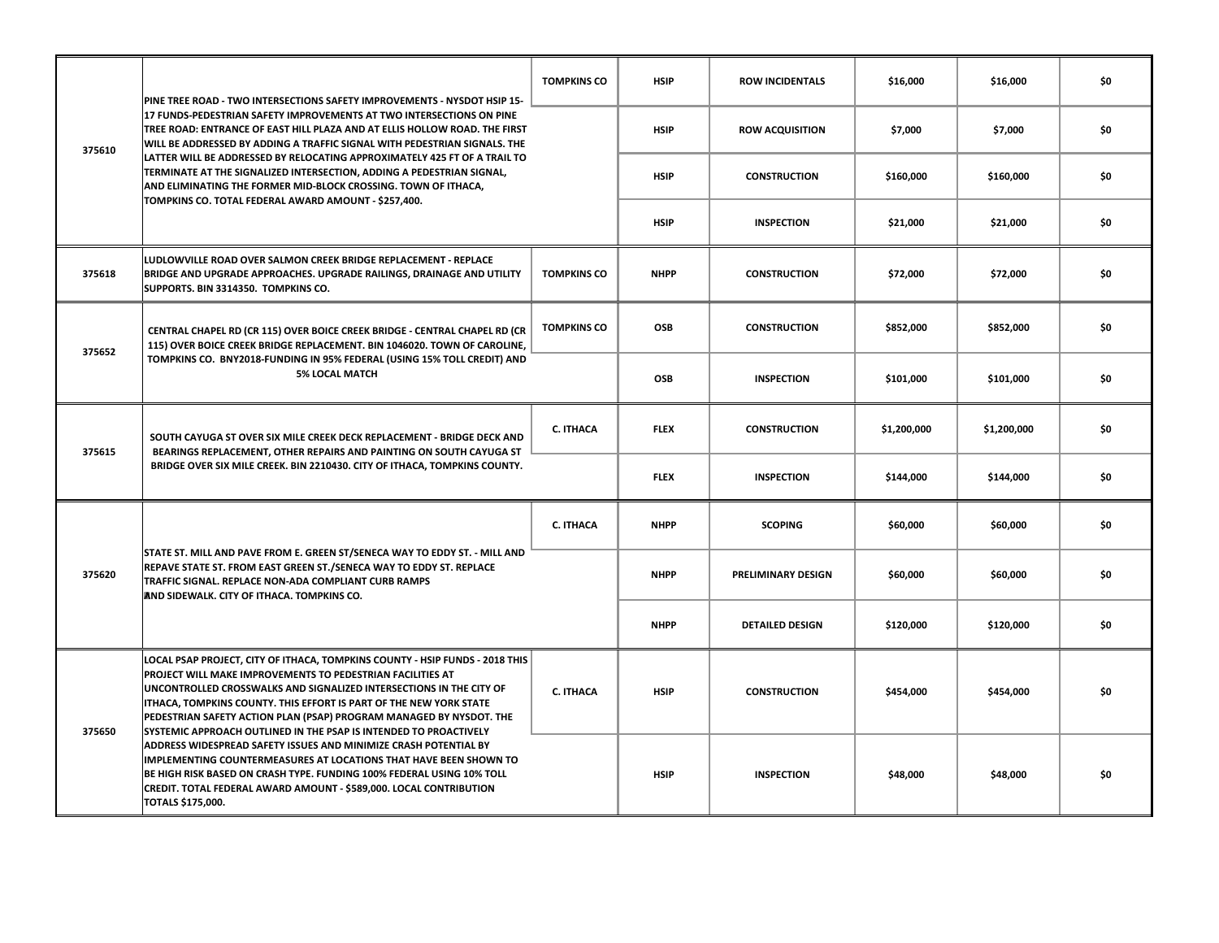| | | | | | | | |
|---|---|---|---|---|---|---|---|
| 375610 | PINE TREE ROAD - TWO INTERSECTIONS SAFETY IMPROVEMENTS - NYSDOT HSIP 15-17 FUNDS-PEDESTRIAN SAFETY IMPROVEMENTS AT TWO INTERSECTIONS ON PINE TREE ROAD: ENTRANCE OF EAST HILL PLAZA AND AT ELLIS HOLLOW ROAD. THE FIRST WILL BE ADDRESSED BY ADDING A TRAFFIC SIGNAL WITH PEDESTRIAN SIGNALS. THE LATTER WILL BE ADDRESSED BY RELOCATING APPROXIMATELY 425 FT OF A TRAIL TO TERMINATE AT THE SIGNALIZED INTERSECTION, ADDING A PEDESTRIAN SIGNAL, AND ELIMINATING THE FORMER MID-BLOCK CROSSING. TOWN OF ITHACA, TOMPKINS CO. TOTAL FEDERAL AWARD AMOUNT - $257,400. | TOMPKINS CO | HSIP | ROW INCIDENTALS | $16,000 | $16,000 | $0 |
| | | | HSIP | ROW ACQUISITION | $7,000 | $7,000 | $0 |
| | | | HSIP | CONSTRUCTION | $160,000 | $160,000 | $0 |
| | | | HSIP | INSPECTION | $21,000 | $21,000 | $0 |
| 375618 | LUDLOWVILLE ROAD OVER SALMON CREEK BRIDGE REPLACEMENT - REPLACE BRIDGE AND UPGRADE APPROACHES. UPGRADE RAILINGS, DRAINAGE AND UTILITY SUPPORTS. BIN 3314350. TOMPKINS CO. | TOMPKINS CO | NHPP | CONSTRUCTION | $72,000 | $72,000 | $0 |
| 375652 | CENTRAL CHAPEL RD (CR 115) OVER BOICE CREEK BRIDGE - CENTRAL CHAPEL RD (CR 115) OVER BOICE CREEK BRIDGE REPLACEMENT. BIN 1046020. TOWN OF CAROLINE, TOMPKINS CO. BNY2018-FUNDING IN 95% FEDERAL (USING 15% TOLL CREDIT) AND 5% LOCAL MATCH | TOMPKINS CO | OSB | CONSTRUCTION | $852,000 | $852,000 | $0 |
| | | | OSB | INSPECTION | $101,000 | $101,000 | $0 |
| 375615 | SOUTH CAYUGA ST OVER SIX MILE CREEK DECK REPLACEMENT - BRIDGE DECK AND BEARINGS REPLACEMENT, OTHER REPAIRS AND PAINTING ON SOUTH CAYUGA ST BRIDGE OVER SIX MILE CREEK. BIN 2210430. CITY OF ITHACA, TOMPKINS COUNTY. | C. ITHACA | FLEX | CONSTRUCTION | $1,200,000 | $1,200,000 | $0 |
| | | | FLEX | INSPECTION | $144,000 | $144,000 | $0 |
| 375620 | STATE ST. MILL AND PAVE FROM E. GREEN ST/SENECA WAY TO EDDY ST. - MILL AND REPAVE STATE ST. FROM EAST GREEN ST./SENECA WAY TO EDDY ST. REPLACE TRAFFIC SIGNAL. REPLACE NON-ADA COMPLIANT CURB RAMPS AND SIDEWALK. CITY OF ITHACA. TOMPKINS CO. | C. ITHACA | NHPP | SCOPING | $60,000 | $60,000 | $0 |
| | | | NHPP | PRELIMINARY DESIGN | $60,000 | $60,000 | $0 |
| | | | NHPP | DETAILED DESIGN | $120,000 | $120,000 | $0 |
| 375650 | LOCAL PSAP PROJECT, CITY OF ITHACA, TOMPKINS COUNTY - HSIP FUNDS - 2018 THIS PROJECT WILL MAKE IMPROVEMENTS TO PEDESTRIAN FACILITIES AT UNCONTROLLED CROSSWALKS AND SIGNALIZED INTERSECTIONS IN THE CITY OF ITHACA, TOMPKINS COUNTY. THIS EFFORT IS PART OF THE NEW YORK STATE PEDESTRIAN SAFETY ACTION PLAN (PSAP) PROGRAM MANAGED BY NYSDOT. THE SYSTEMIC APPROACH OUTLINED IN THE PSAP IS INTENDED TO PROACTIVELY ADDRESS WIDESPREAD SAFETY ISSUES AND MINIMIZE CRASH POTENTIAL BY IMPLEMENTING COUNTERMEASURES AT LOCATIONS THAT HAVE BEEN SHOWN TO BE HIGH RISK BASED ON CRASH TYPE. FUNDING 100% FEDERAL USING 10% TOLL CREDIT. TOTAL FEDERAL AWARD AMOUNT - $589,000. LOCAL CONTRIBUTION TOTALS $175,000. | C. ITHACA | HSIP | CONSTRUCTION | $454,000 | $454,000 | $0 |
| | | | HSIP | INSPECTION | $48,000 | $48,000 | $0 |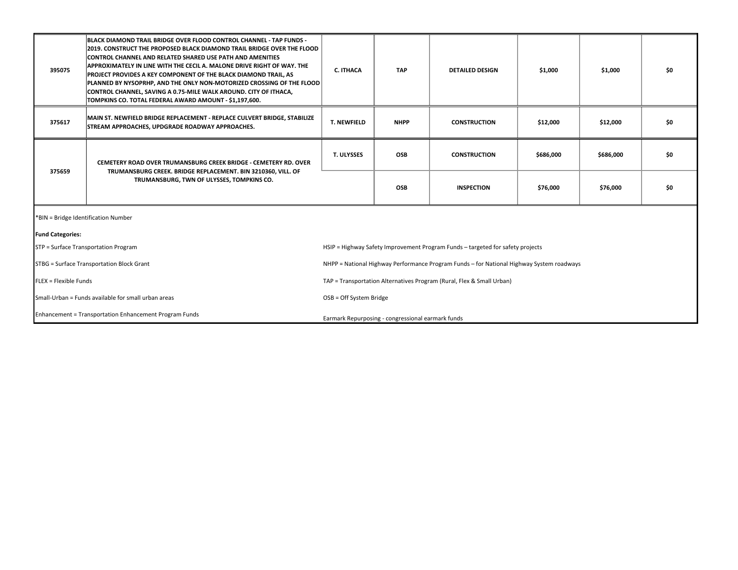| | | | | | | | |
|---|---|---|---|---|---|---|---|
| 395075 | BLACK DIAMOND TRAIL BRIDGE OVER FLOOD CONTROL CHANNEL - TAP FUNDS - 2019. CONSTRUCT THE PROPOSED BLACK DIAMOND TRAIL BRIDGE OVER THE FLOOD CONTROL CHANNEL AND RELATED SHARED USE PATH AND AMENITIES APPROXIMATELY IN LINE WITH THE CECIL A. MALONE DRIVE RIGHT OF WAY. THE PROJECT PROVIDES A KEY COMPONENT OF THE BLACK DIAMOND TRAIL, AS PLANNED BY NYSOPRHP, AND THE ONLY NON-MOTORIZED CROSSING OF THE FLOOD CONTROL CHANNEL, SAVING A 0.75-MILE WALK AROUND. CITY OF ITHACA, TOMPKINS CO. TOTAL FEDERAL AWARD AMOUNT - $1,197,600. | C. ITHACA | TAP | DETAILED DESIGN | $1,000 | $1,000 | $0 |
| 375617 | MAIN ST. NEWFIELD BRIDGE REPLACEMENT - REPLACE CULVERT BRIDGE, STABILIZE STREAM APPROACHES, UPDGRADE ROADWAY APPROACHES. | T. NEWFIELD | NHPP | CONSTRUCTION | $12,000 | $12,000 | $0 |
| 375659 | CEMETERY ROAD OVER TRUMANSBURG CREEK BRIDGE - CEMETERY RD. OVER TRUMANSBURG CREEK. BRIDGE REPLACEMENT. BIN 3210360, VILL. OF TRUMANSBURG, TWN OF ULYSSES, TOMPKINS CO. | T. ULYSSES | OSB | CONSTRUCTION | $686,000 | $686,000 | $0 |
| | | | OSB | INSPECTION | $76,000 | $76,000 | $0 |

*BIN = Bridge Identification Number

**Fund Categories:**

STP = Surface Transportation Program

STBG = Surface Transportation Block Grant

FLEX = Flexible Funds

Small-Urban = Funds available for small urban areas

Enhancement = Transportation Enhancement Program Funds

HSIP = Highway Safety Improvement Program Funds – targeted for safety projects

NHPP = National Highway Performance Program Funds – for National Highway System roadways

TAP = Transportation Alternatives Program (Rural, Flex & Small Urban)

OSB = Off System Bridge

Earmark Repurposing - congressional earmark funds